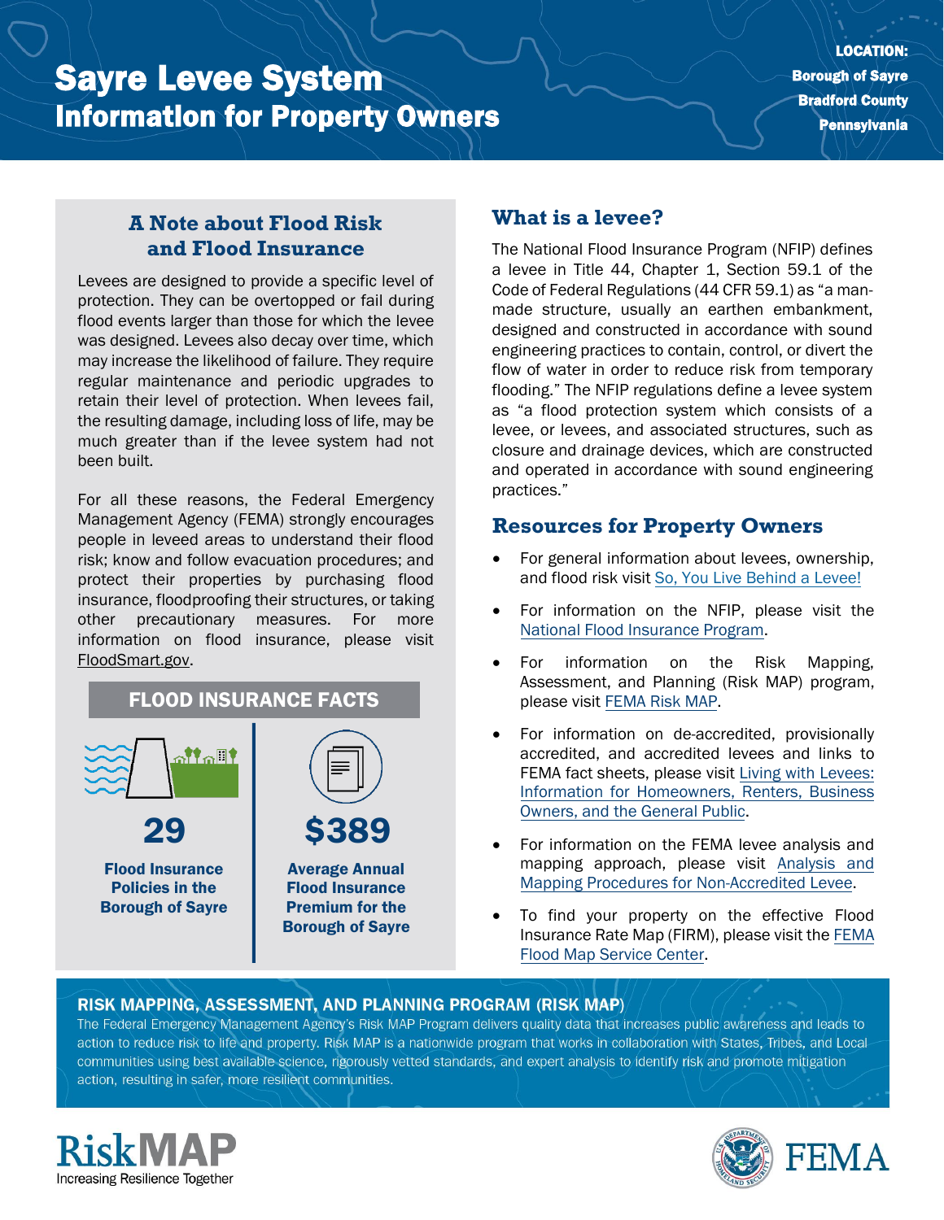# Sayre Levee System
## Information for Property Owners

**LOCATION:**
**Borough of Sayre**
**Bradford County**
**Pennsylvania**

### A Note about Flood Risk and Flood Insurance

Levees are designed to provide a specific level of protection. They can be overtopped or fail during flood events larger than those for which the levee was designed. Levees also decay over time, which may increase the likelihood of failure. They require regular maintenance and periodic upgrades to retain their level of protection. When levees fail, the resulting damage, including loss of life, may be much greater than if the levee system had not been built.

For all these reasons, the Federal Emergency Management Agency (FEMA) strongly encourages people in leveed areas to understand their flood risk; know and follow evacuation procedures; and protect their properties by purchasing flood insurance, floodproofing their structures, or taking other precautionary measures. For more information on flood insurance, please visit FloodSmart.gov.

### FLOOD INSURANCE FACTS

**29**
**Flood Insurance Policies in the Borough of Sayre**

**$389**
**Average Annual Flood Insurance Premium for the Borough of Sayre**

### What is a levee?

The National Flood Insurance Program (NFIP) defines a levee in Title 44, Chapter 1, Section 59.1 of the Code of Federal Regulations (44 CFR 59.1) as "a man-made structure, usually an earthen embankment, designed and constructed in accordance with sound engineering practices to contain, control, or divert the flow of water in order to reduce risk from temporary flooding." The NFIP regulations define a levee system as "a flood protection system which consists of a levee, or levees, and associated structures, such as closure and drainage devices, which are constructed and operated in accordance with sound engineering practices."

### Resources for Property Owners

- For general information about levees, ownership, and flood risk visit So, You Live Behind a Levee!
- For information on the NFIP, please visit the National Flood Insurance Program.
- For information on the Risk Mapping, Assessment, and Planning (Risk MAP) program, please visit FEMA Risk MAP.
- For information on de-accredited, provisionally accredited, and accredited levees and links to FEMA fact sheets, please visit Living with Levees: Information for Homeowners, Renters, Business Owners, and the General Public.
- For information on the FEMA levee analysis and mapping approach, please visit Analysis and Mapping Procedures for Non-Accredited Levee.
- To find your property on the effective Flood Insurance Rate Map (FIRM), please visit the FEMA Flood Map Service Center.

### RISK MAPPING, ASSESSMENT, AND PLANNING PROGRAM (RISK MAP)

The Federal Emergency Management Agency's Risk MAP Program delivers quality data that increases public awareness and leads to action to reduce risk to life and property. Risk MAP is a nationwide program that works in collaboration with States, Tribes, and Local communities using best available science, rigorously vetted standards, and expert analysis to identify risk and promote mitigation action, resulting in safer, more resilient communities.

RiskMAP
Increasing Resilience Together

FEMA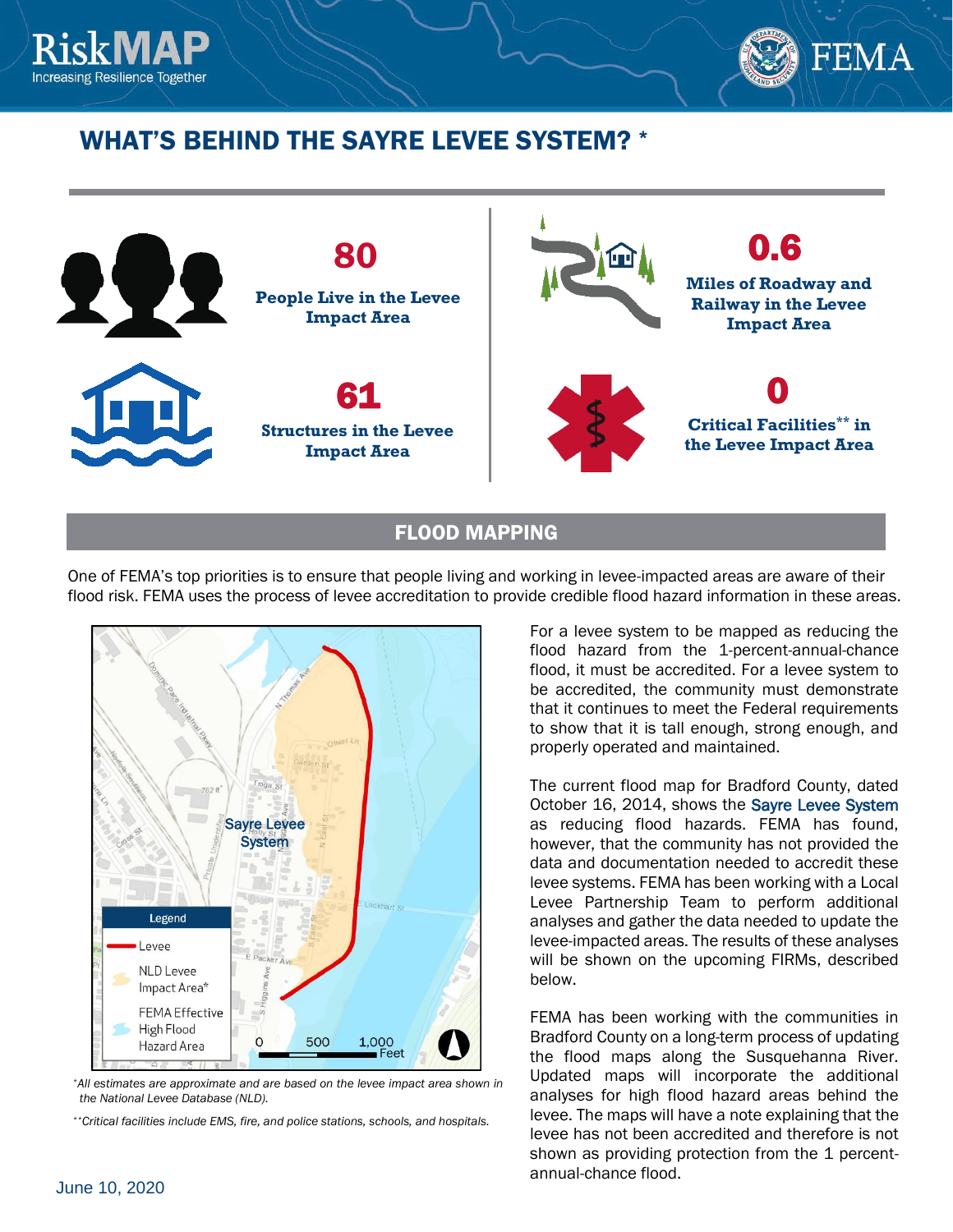## WHAT'S BEHIND THE SAYRE LEVEE SYSTEM? *

**80**

**People Live in the Levee Impact Area**

**0.6**

**Miles of Roadway and Railway in the Levee Impact Area**

**61**

**Structures in the Levee Impact Area**

**0**

**Critical Facilities** in the Levee Impact Area**

## FLOOD MAPPING

One of FEMA's top priorities is to ensure that people living and working in levee-impacted areas are aware of their flood risk. FEMA uses the process of levee accreditation to provide credible flood hazard information in these areas.

Sayre Levee System

Legend

Levee

NLD Levee Impact Area*

FEMA Effective High Flood Hazard Area

0 500 1,000 Feet

*All estimates are approximate and are based on the levee impact area shown in the National Levee Database (NLD).*

**Critical facilities include EMS, fire, and police stations, schools, and hospitals.*

For a levee system to be mapped as reducing the flood hazard from the 1-percent-annual-chance flood, it must be accredited. For a levee system to be accredited, the community must demonstrate that it continues to meet the Federal requirements to show that it is tall enough, strong enough, and properly operated and maintained.

The current flood map for Bradford County, dated October 16, 2014, shows the Sayre Levee System as reducing flood hazards. FEMA has found, however, that the community has not provided the data and documentation needed to accredit these levee systems. FEMA has been working with a Local Levee Partnership Team to perform additional analyses and gather the data needed to update the levee-impacted areas. The results of these analyses will be shown on the upcoming FIRMs, described below.

FEMA has been working with the communities in Bradford County on a long-term process of updating the flood maps along the Susquehanna River. Updated maps will incorporate the additional analyses for high flood hazard areas behind the levee. The maps will have a note explaining that the levee has not been accredited and therefore is not shown as providing protection from the 1 percent-annual-chance flood.

June 10, 2020